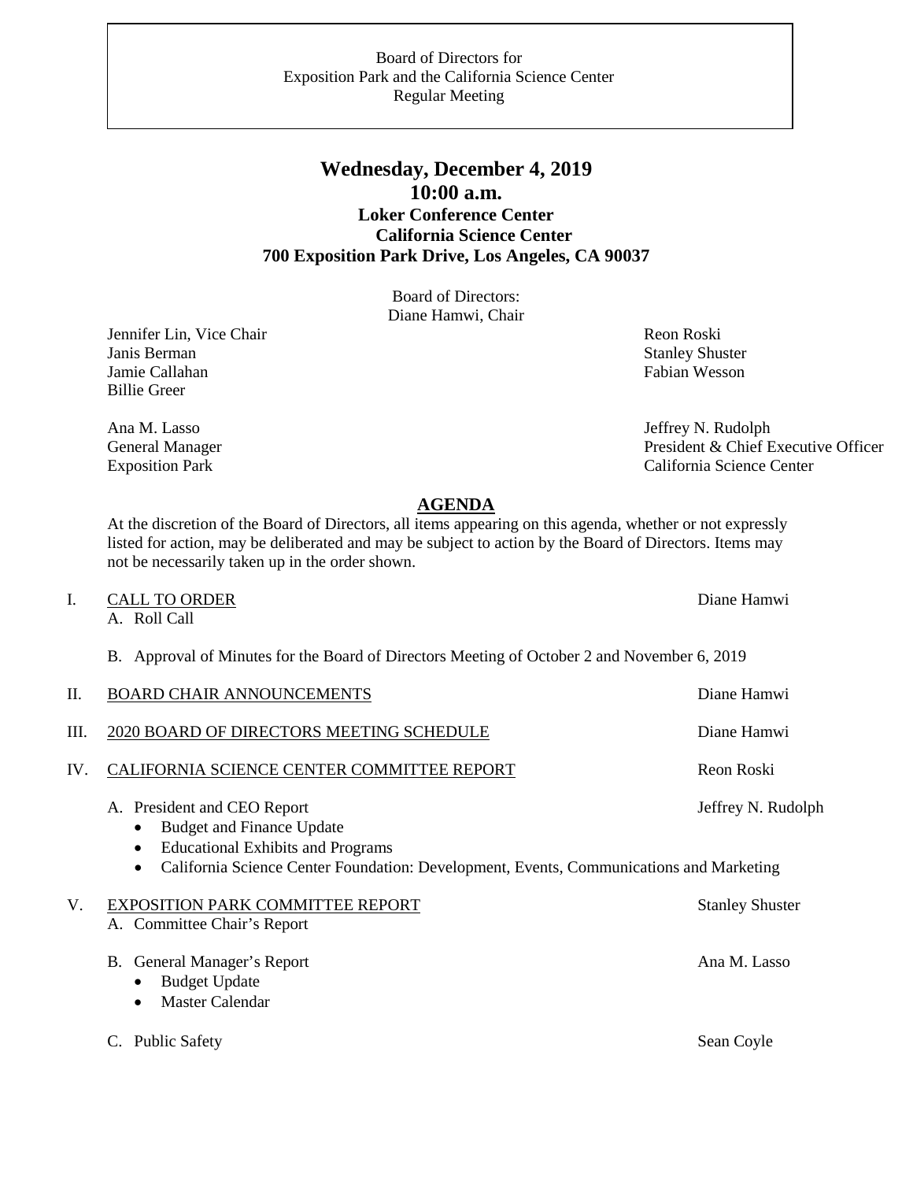Board of Directors for
Exposition Park and the California Science Center
Regular Meeting

## Wednesday, December 4, 2019
## 10:00 a.m.
### Loker Conference Center
### California Science Center
### 700 Exposition Park Drive, Los Angeles, CA 90037

Board of Directors:
Diane Hamwi, Chair

Jennifer Lin, Vice Chair
Janis Berman
Jamie Callahan
Billie Greer
Reon Roski
Stanley Shuster
Fabian Wesson

Ana M. Lasso
General Manager
Exposition Park

Jeffrey N. Rudolph
President & Chief Executive Officer
California Science Center

## AGENDA

At the discretion of the Board of Directors, all items appearing on this agenda, whether or not expressly listed for action, may be deliberated and may be subject to action by the Board of Directors. Items may not be necessarily taken up in the order shown.

I. CALL TO ORDER — Diane Hamwi
   A. Roll Call
   B. Approval of Minutes for the Board of Directors Meeting of October 2 and November 6, 2019

II. BOARD CHAIR ANNOUNCEMENTS — Diane Hamwi

III. 2020 BOARD OF DIRECTORS MEETING SCHEDULE — Diane Hamwi

IV. CALIFORNIA SCIENCE CENTER COMMITTEE REPORT — Reon Roski
   A. President and CEO Report — Jeffrey N. Rudolph
      - Budget and Finance Update
      - Educational Exhibits and Programs
      - California Science Center Foundation: Development, Events, Communications and Marketing

V. EXPOSITION PARK COMMITTEE REPORT — Stanley Shuster
   A. Committee Chair's Report
   B. General Manager's Report — Ana M. Lasso
      - Budget Update
      - Master Calendar
   C. Public Safety — Sean Coyle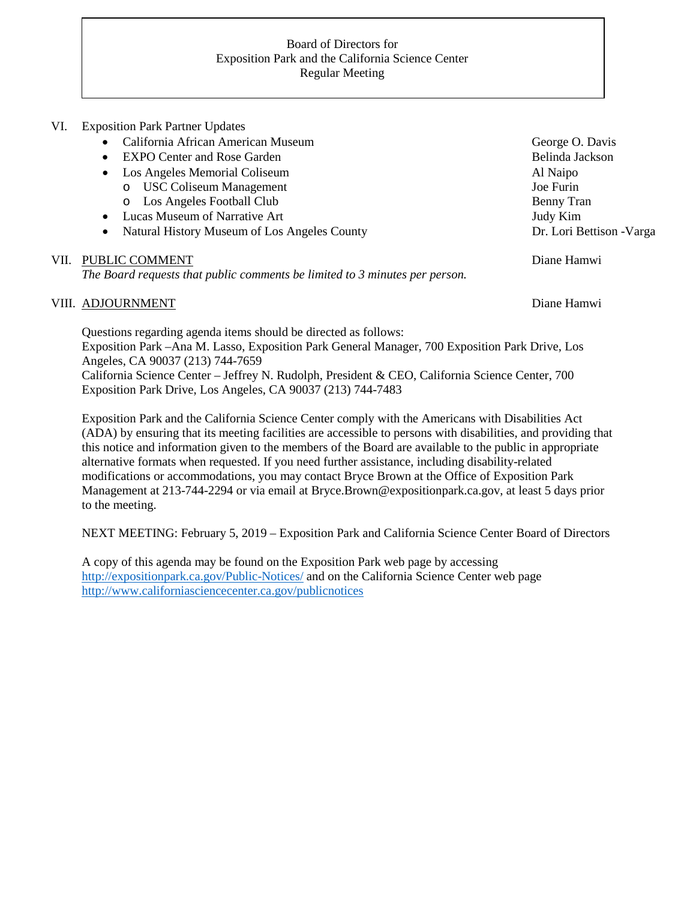Board of Directors for
Exposition Park and the California Science Center
Regular Meeting

VI. Exposition Park Partner Updates

- California African American Museum — George O. Davis
- EXPO Center and Rose Garden — Belinda Jackson
- Los Angeles Memorial Coliseum — Al Naipo
  - USC Coliseum Management — Joe Furin
  - Los Angeles Football Club — Benny Tran
- Lucas Museum of Narrative Art — Judy Kim
- Natural History Museum of Los Angeles County — Dr. Lori Bettison -Varga

VII. <u>PUBLIC COMMENT</u> — Diane Hamwi

*The Board requests that public comments be limited to 3 minutes per person.*

VIII. <u>ADJOURNMENT</u> — Diane Hamwi

Questions regarding agenda items should be directed as follows:
Exposition Park –Ana M. Lasso, Exposition Park General Manager, 700 Exposition Park Drive, Los Angeles, CA 90037 (213) 744-7659
California Science Center – Jeffrey N. Rudolph, President & CEO, California Science Center, 700 Exposition Park Drive, Los Angeles, CA 90037 (213) 744-7483

Exposition Park and the California Science Center comply with the Americans with Disabilities Act (ADA) by ensuring that its meeting facilities are accessible to persons with disabilities, and providing that this notice and information given to the members of the Board are available to the public in appropriate alternative formats when requested. If you need further assistance, including disability-related modifications or accommodations, you may contact Bryce Brown at the Office of Exposition Park Management at 213-744-2294 or via email at Bryce.Brown@expositionpark.ca.gov, at least 5 days prior to the meeting.

NEXT MEETING: February 5, 2019 – Exposition Park and California Science Center Board of Directors

A copy of this agenda may be found on the Exposition Park web page by accessing [http://expositionpark.ca.gov/Public-Notices/](http://expositionpark.ca.gov/Public-Notices/) and on the California Science Center web page [http://www.californiasciencecenter.ca.gov/publicnotices](http://www.californiasciencecenter.ca.gov/publicnotices)